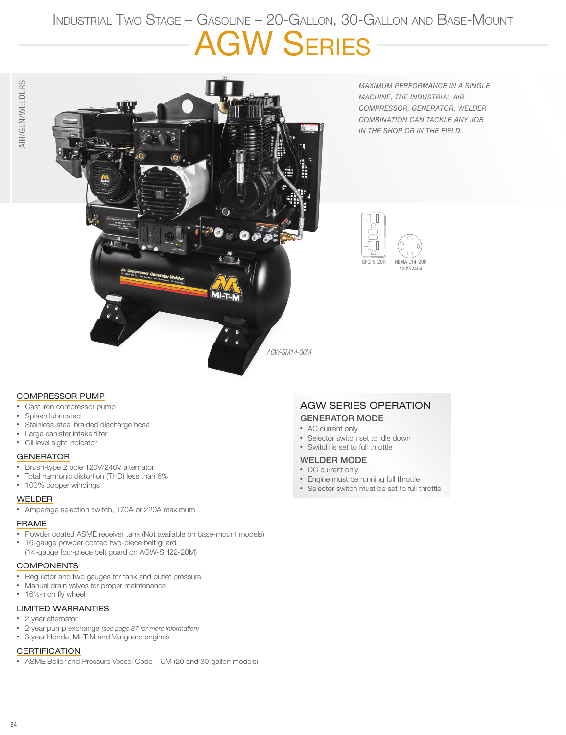# Industrial Two Stage – Gasoline – 20-Gallon, 30-Gallon and Base-Mount

# AGW Series

AIR/GEN/WELDERS

*MAXIMUM PERFORMANCE IN A SINGLE MACHINE, THE INDUSTRIAL AIR COMPRESSOR, GENERATOR, WELDER COMBINATION CAN TACKLE ANY JOB IN THE SHOP OR IN THE FIELD.*

GFCI 5-20R

NEMA L14-20R 120V/240V

*AGW-SM14-30M*

## COMPRESSOR PUMP

- Cast iron compressor pump
- Splash lubricated
- Stainless-steel braided discharge hose
- Large canister intake filter
- Oil level sight indicator

## GENERATOR

- Brush-type 2 pole 120V/240V alternator
- Total harmonic distortion (THD) less than 6%
- 100% copper windings

## WELDER

- Amperage selection switch, 170A or 220A maximum

## FRAME

- Powder coated ASME receiver tank (Not available on base-mount models)
- 16-gauge powder coated two-piece belt guard (14-gauge four-piece belt guard on AGW-SH22-20M)

## COMPONENTS

- Regulator and two gauges for tank and outlet pressure
- Manual drain valves for proper maintenance
- 16½-inch fly wheel

## LIMITED WARRANTIES

- 2 year alternator
- 2 year pump exchange *(see page 87 for more information)*
- 3 year Honda, Mi-T-M and Vanguard engines

## CERTIFICATION

- ASME Boiler and Pressure Vessel Code – UM (20 and 30-gallon models)

## AGW SERIES OPERATION

### GENERATOR MODE

- AC current only
- Selector switch set to idle down
- Switch is set to full throttle

### WELDER MODE

- DC current only
- Engine must be running full throttle
- Selector switch must be set to full throttle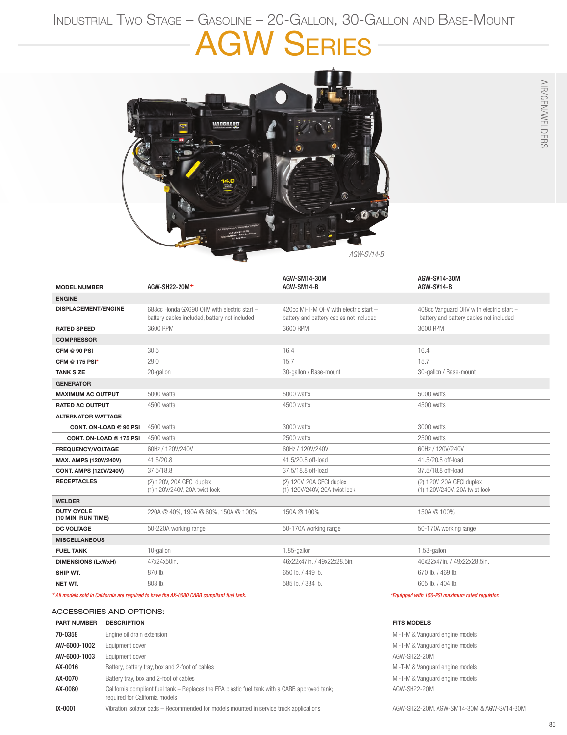# Industrial Two Stage – Gasoline – 20-Gallon, 30-Gallon and Base-Mount

# AGW Series

AIR/GEN/WELDERS

*AGW-SV14-B*

| MODEL NUMBER | AGW-SH22-20M+ | AGW-SM14-30M AGW-SM14-B | AGW-SV14-30M AGW-SV14-B |
|---|---|---|---|
| **ENGINE** | | | |
| **DISPLACEMENT/ENGINE** | 688cc Honda GX690 OHV with electric start – battery cables included, battery not included | 420cc Mi-T-M OHV with electric start – battery and battery cables not included | 408cc Vanguard OHV with electric start – battery and battery cables not included |
| **RATED SPEED** | 3600 RPM | 3600 RPM | 3600 RPM |
| **COMPRESSOR** | | | |
| **CFM @ 90 PSI** | 30.5 | 16.4 | 16.4 |
| **CFM @ 175 PSI*** | 29.0 | 15.7 | 15.7 |
| **TANK SIZE** | 20-gallon | 30-gallon / Base-mount | 30-gallon / Base-mount |
| **GENERATOR** | | | |
| **MAXIMUM AC OUTPUT** | 5000 watts | 5000 watts | 5000 watts |
| **RATED AC OUTPUT** | 4500 watts | 4500 watts | 4500 watts |
| **ALTERNATOR WATTAGE** | | | |
| **CONT. ON-LOAD @ 90 PSI** | 4500 watts | 3000 watts | 3000 watts |
| **CONT. ON-LOAD @ 175 PSI** | 4500 watts | 2500 watts | 2500 watts |
| **FREQUENCY/VOLTAGE** | 60Hz / 120V/240V | 60Hz / 120V/240V | 60Hz / 120V/240V |
| **MAX. AMPS (120V/240V)** | 41.5/20.8 | 41.5/20.8 off-load | 41.5/20.8 off-load |
| **CONT. AMPS (120V/240V)** | 37.5/18.8 | 37.5/18.8 off-load | 37.5/18.8 off-load |
| **RECEPTACLES** | (2) 120V, 20A GFCI duplex (1) 120V/240V, 20A twist lock | (2) 120V, 20A GFCI duplex (1) 120V/240V, 20A twist lock | (2) 120V, 20A GFCI duplex (1) 120V/240V, 20A twist lock |
| **WELDER** | | | |
| **DUTY CYCLE (10 MIN. RUN TIME)** | 220A @ 40%, 190A @ 60%, 150A @ 100% | 150A @ 100% | 150A @ 100% |
| **DC VOLTAGE** | 50-220A working range | 50-170A working range | 50-170A working range |
| **MISCELLANEOUS** | | | |
| **FUEL TANK** | 10-gallon | 1.85-gallon | 1.53-gallon |
| **DIMENSIONS (LxWxH)** | 47x24x50in. | 46x22x47in. / 49x22x28.5in. | 46x22x47in. / 49x22x28.5in. |
| **SHIP WT.** | 870 lb. | 650 lb. / 449 lb. | 670 lb. / 469 lb. |
| **NET WT.** | 803 lb. | 585 lb. / 384 lb. | 605 lb. / 404 lb. |

*+All models sold in California are required to have the AX-0080 CARB compliant fuel tank.*

**Equipped with 150-PSI maximum rated regulator.*

## ACCESSORIES AND OPTIONS:

| PART NUMBER | DESCRIPTION | FITS MODELS |
|---|---|---|
| 70-0358 | Engine oil drain extension | Mi-T-M & Vanguard engine models |
| AW-6000-1002 | Equipment cover | Mi-T-M & Vanguard engine models |
| AW-6000-1003 | Equipment cover | AGW-SH22-20M |
| AX-0016 | Battery, battery tray, box and 2-foot of cables | Mi-T-M & Vanguard engine models |
| AX-0070 | Battery tray, box and 2-foot of cables | Mi-T-M & Vanguard engine models |
| AX-0080 | California compliant fuel tank – Replaces the EPA plastic fuel tank with a CARB approved tank; required for California models | AGW-SH22-20M |
| IX-0001 | Vibration isolator pads – Recommended for models mounted in service truck applications | AGW-SH22-20M, AGW-SM14-30M & AGW-SV14-30M |